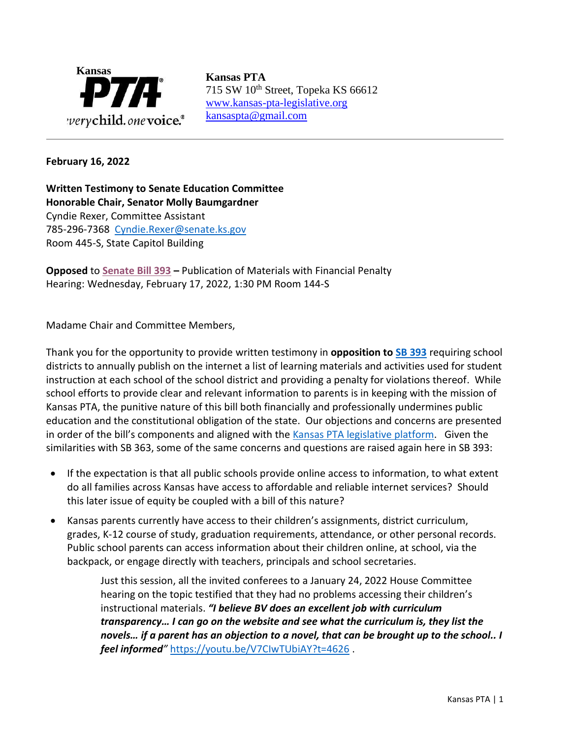Kansas PTA
everychild. onevoice.®

**Kansas PTA**
715 SW 10th Street, Topeka KS 66612
[www.kansas-pta-legislative.org](www.kansas-pta-legislative.org)
[kansaspta@gmail.com](mailto:kansaspta@gmail.com)

---

**February 16, 2022**

**Written Testimony to Senate Education Committee**
**Honorable Chair, Senator Molly Baumgardner**
Cyndie Rexer, Committee Assistant
785-296-7368 [Cyndie.Rexer@senate.ks.gov](mailto:Cyndie.Rexer@senate.ks.gov)
Room 445-S, State Capitol Building

**Opposed** to **Senate Bill 393** **–** Publication of Materials with Financial Penalty
Hearing: Wednesday, February 17, 2022, 1:30 PM Room 144-S

Madame Chair and Committee Members,

Thank you for the opportunity to provide written testimony in **opposition to SB 393** requiring school districts to annually publish on the internet a list of learning materials and activities used for student instruction at each school of the school district and providing a penalty for violations thereof. While school efforts to provide clear and relevant information to parents is in keeping with the mission of Kansas PTA, the punitive nature of this bill both financially and professionally undermines public education and the constitutional obligation of the state. Our objections and concerns are presented in order of the bill's components and aligned with the Kansas PTA legislative platform. Given the similarities with SB 363, some of the same concerns and questions are raised again here in SB 393:

- If the expectation is that all public schools provide online access to information, to what extent do all families across Kansas have access to affordable and reliable internet services? Should this later issue of equity be coupled with a bill of this nature?
- Kansas parents currently have access to their children's assignments, district curriculum, grades, K-12 course of study, graduation requirements, attendance, or other personal records. Public school parents can access information about their children online, at school, via the backpack, or engage directly with teachers, principals and school secretaries.

  Just this session, all the invited conferees to a January 24, 2022 House Committee hearing on the topic testified that they had no problems accessing their children's instructional materials. ***"I believe BV does an excellent job with curriculum transparency… I can go on the website and see what the curriculum is, they list the novels… if a parent has an objection to a novel, that can be brought up to the school.. I feel informed"*** [https://youtu.be/V7CIwTUbiAY?t=4626](https://youtu.be/V7CIwTUbiAY?t=4626) .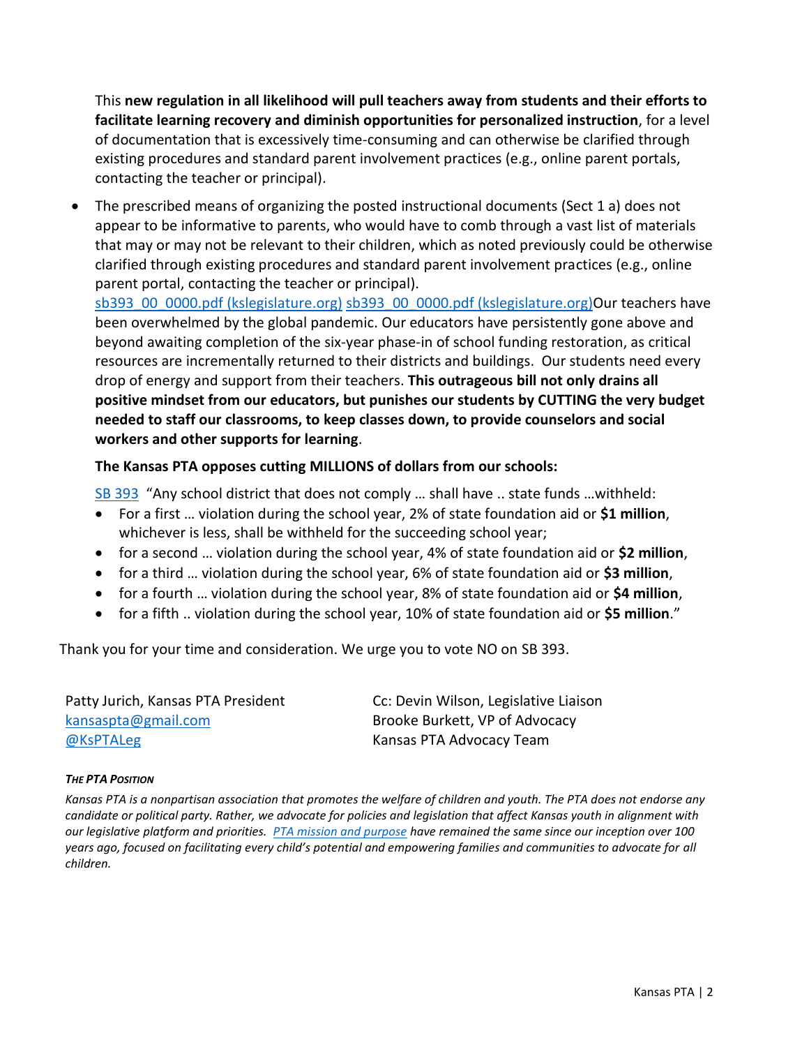This **new regulation in all likelihood will pull teachers away from students and their efforts to facilitate learning recovery and diminish opportunities for personalized instruction**, for a level of documentation that is excessively time-consuming and can otherwise be clarified through existing procedures and standard parent involvement practices (e.g., online parent portals, contacting the teacher or principal).

- The prescribed means of organizing the posted instructional documents (Sect 1 a) does not appear to be informative to parents, who would have to comb through a vast list of materials that may or may not be relevant to their children, which as noted previously could be otherwise clarified through existing procedures and standard parent involvement practices (e.g., online parent portal, contacting the teacher or principal).
  sb393_00_0000.pdf (kslegislature.org) sb393_00_0000.pdf (kslegislature.org)Our teachers have been overwhelmed by the global pandemic. Our educators have persistently gone above and beyond awaiting completion of the six-year phase-in of school funding restoration, as critical resources are incrementally returned to their districts and buildings. Our students need every drop of energy and support from their teachers. **This outrageous bill not only drains all positive mindset from our educators, but punishes our students by CUTTING the very budget needed to staff our classrooms, to keep classes down, to provide counselors and social workers and other supports for learning**.

  **The Kansas PTA opposes cutting MILLIONS of dollars from our schools:**

  SB 393 "Any school district that does not comply … shall have .. state funds …withheld:
  - For a first … violation during the school year, 2% of state foundation aid or **$1 million**, whichever is less, shall be withheld for the succeeding school year;
  - for a second … violation during the school year, 4% of state foundation aid or **$2 million**,
  - for a third … violation during the school year, 6% of state foundation aid or **$3 million**,
  - for a fourth … violation during the school year, 8% of state foundation aid or **$4 million**,
  - for a fifth .. violation during the school year, 10% of state foundation aid or **$5 million**."

Thank you for your time and consideration. We urge you to vote NO on SB 393.

Patty Jurich, Kansas PTA President
kansaspta@gmail.com
@KsPTALeg

Cc: Devin Wilson, Legislative Liaison
Brooke Burkett, VP of Advocacy
Kansas PTA Advocacy Team

***The PTA Position***

*Kansas PTA is a nonpartisan association that promotes the welfare of children and youth. The PTA does not endorse any candidate or political party. Rather, we advocate for policies and legislation that affect Kansas youth in alignment with our legislative platform and priorities. PTA mission and purpose have remained the same since our inception over 100 years ago, focused on facilitating every child's potential and empowering families and communities to advocate for all children.*